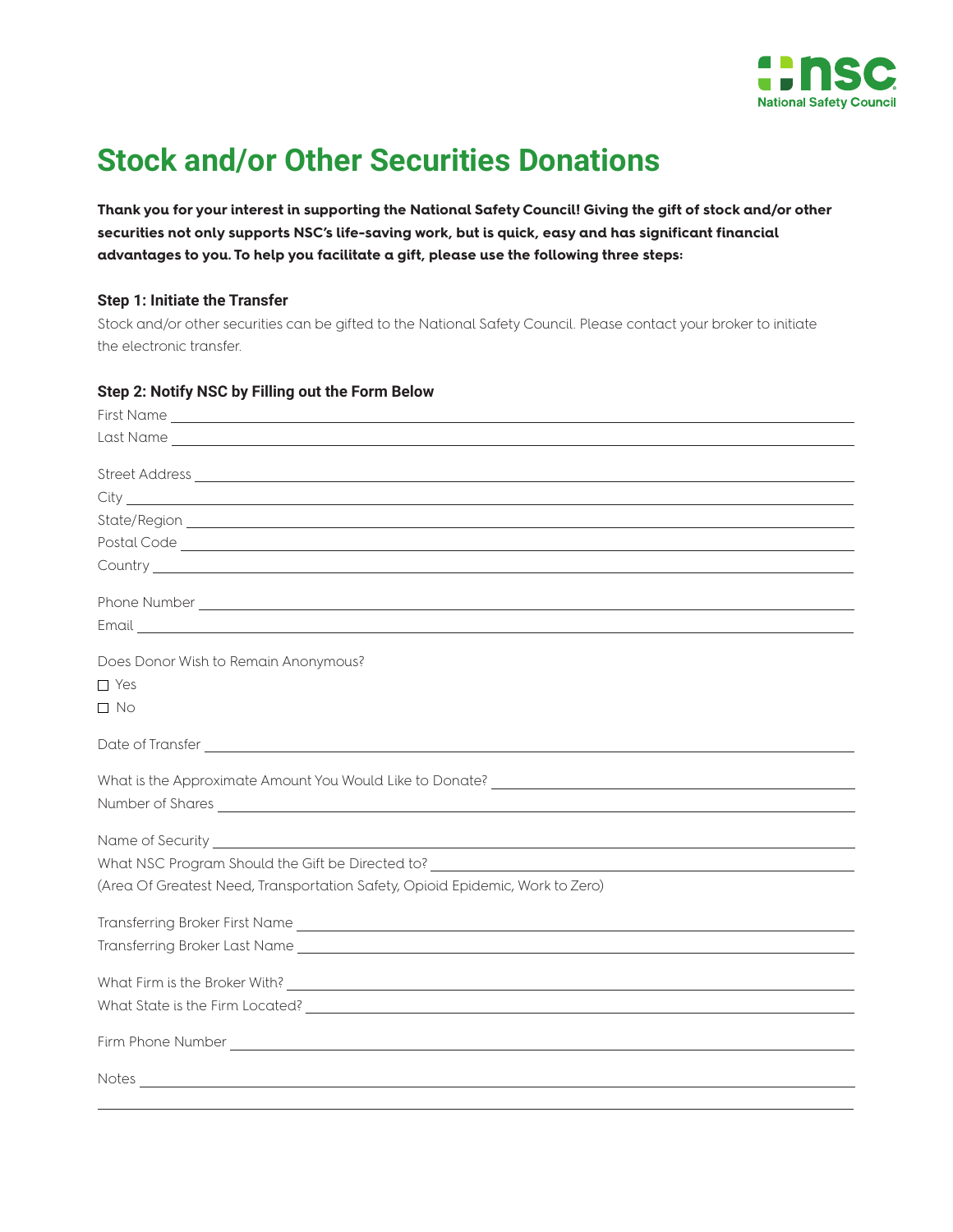# Stock and/or Other Securities Donations

**Thank you for your interest in supporting the National Safety Council! Giving the gift of stock and/or other securities not only supports NSC's life-saving work, but is quick, easy and has significant financial advantages to you. To help you facilitate a gift, please use the following three steps:**

### Step 1: Initiate the Transfer

Stock and/or other securities can be gifted to the National Safety Council. Please contact your broker to initiate the electronic transfer.

### Step 2: Notify NSC by Filling out the Form Below

First Name ______________________________

Last Name ______________________________

Street Address ______________________________

City ______________________________

State/Region ______________________________

Postal Code ______________________________

Country ______________________________

Phone Number ______________________________

Email ______________________________

Does Donor Wish to Remain Anonymous?

☐ Yes

☐ No

Date of Transfer ______________________________

What is the Approximate Amount You Would Like to Donate? ______________________________

Number of Shares ______________________________

Name of Security ______________________________

What NSC Program Should the Gift be Directed to? ______________________________

(Area Of Greatest Need, Transportation Safety, Opioid Epidemic, Work to Zero)

Transferring Broker First Name ______________________________

Transferring Broker Last Name ______________________________

What Firm is the Broker With? ______________________________

What State is the Firm Located? ______________________________

Firm Phone Number ______________________________

Notes ______________________________

______________________________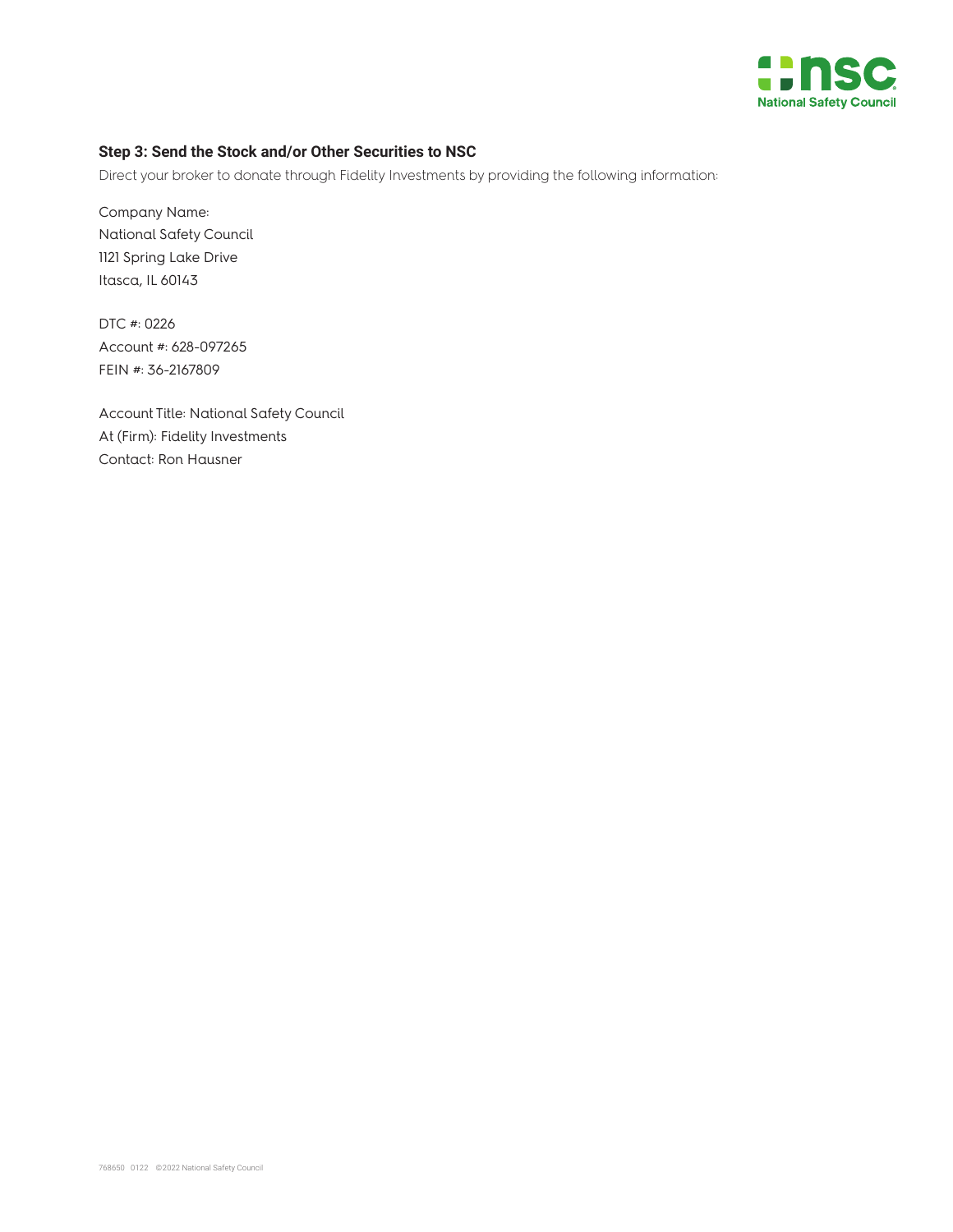### Step 3: Send the Stock and/or Other Securities to NSC

Direct your broker to donate through Fidelity Investments by providing the following information:

Company Name:
National Safety Council
1121 Spring Lake Drive
Itasca, IL 60143

DTC #: 0226
Account #: 628-097265
FEIN #: 36-2167809

Account Title: National Safety Council
At (Firm): Fidelity Investments
Contact: Ron Hausner

768650 0122 ©2022 National Safety Council